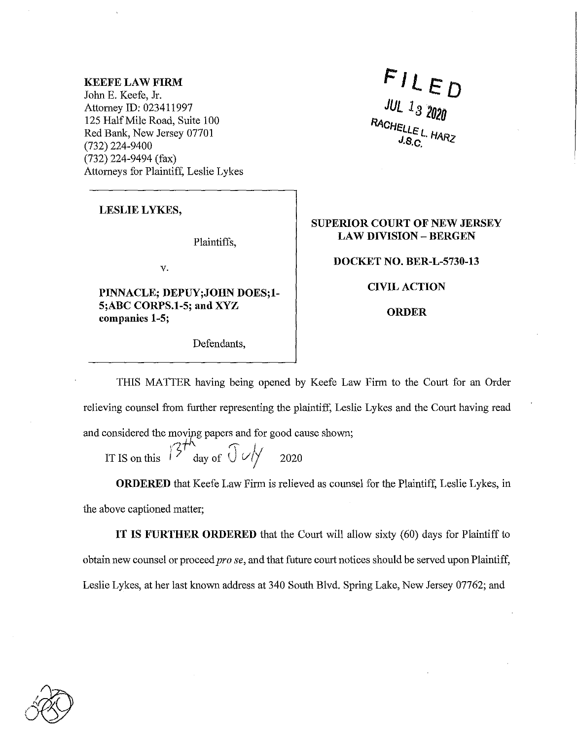**KEEFE LAW FIRM**
John E. Keefe, Jr.
Attorney ID: 023411997
125 Half Mile Road, Suite 100
Red Bank, New Jersey 07701
(732) 224-9400
(732) 224-9494 (fax)
Attorneys for Plaintiff, Leslie Lykes

FILED
JUL 13 2020
RACHELLE L. HARZ
J.S.C.

| | |
|---|---|
| **LESLIE LYKES,**<br><br>Plaintiffs,<br><br>v.<br><br>**PINNACLE; DEPUY;JOHN DOES;1-5;ABC CORPS.1-5; and XYZ companies 1-5;**<br><br>Defendants, | **SUPERIOR COURT OF NEW JERSEY LAW DIVISION – BERGEN**<br><br>**DOCKET NO. BER-L-5730-13**<br><br>**CIVIL ACTION**<br><br>**ORDER** |

THIS MATTER having being opened by Keefe Law Firm to the Court for an Order relieving counsel from further representing the plaintiff, Leslie Lykes and the Court having read and considered the moving papers and for good cause shown;

IT IS on this 13th day of July 2020

**ORDERED** that Keefe Law Firm is relieved as counsel for the Plaintiff, Leslie Lykes, in the above captioned matter;

**IT IS FURTHER ORDERED** that the Court will allow sixty (60) days for Plaintiff to obtain new counsel or proceed *pro se*, and that future court notices should be served upon Plaintiff, Leslie Lykes, at her last known address at 340 South Blvd. Spring Lake, New Jersey 07762; and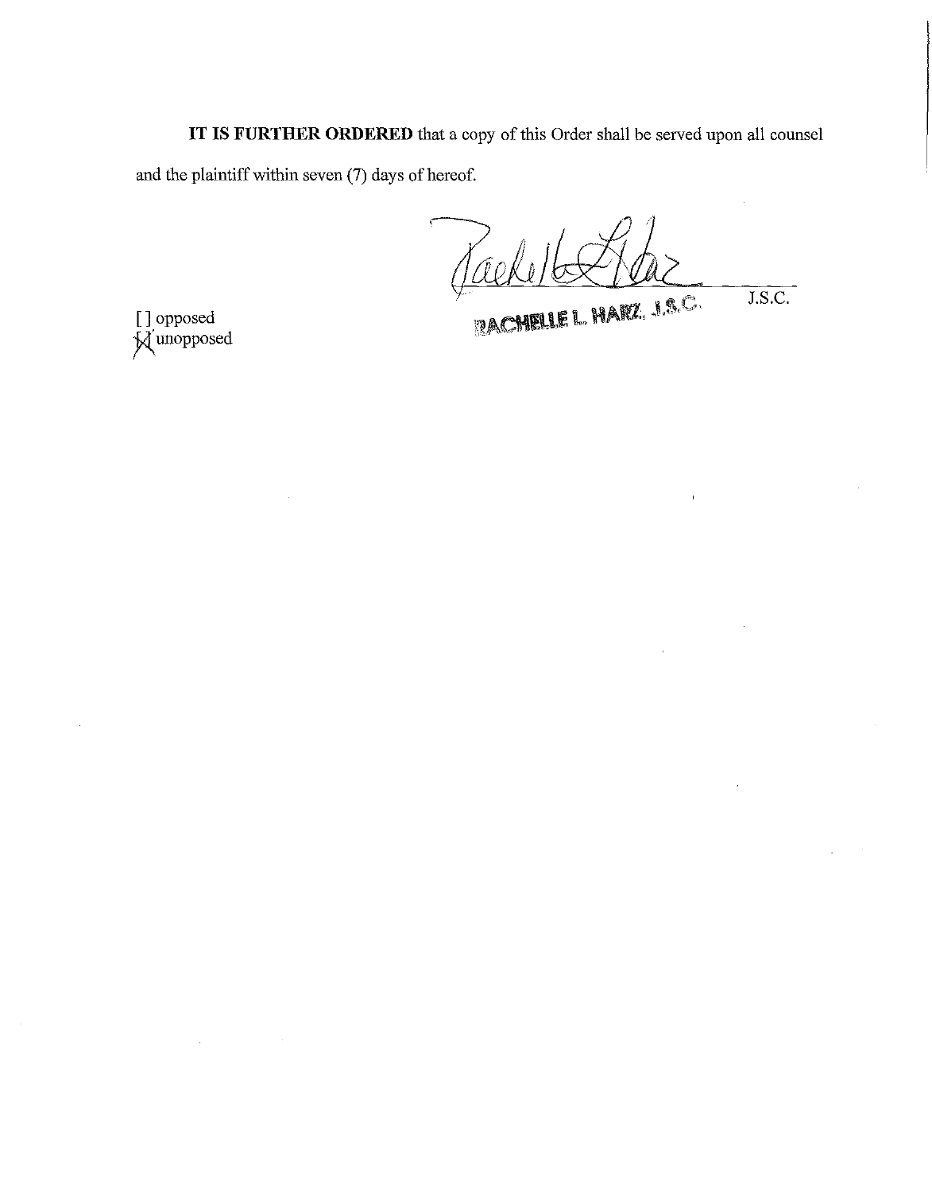**IT IS FURTHER ORDERED** that a copy of this Order shall be served upon all counsel and the plaintiff within seven (7) days of hereof.

RACHELLE L. HARZ, J.S.C.

J.S.C.

[ ] opposed

[X] unopposed